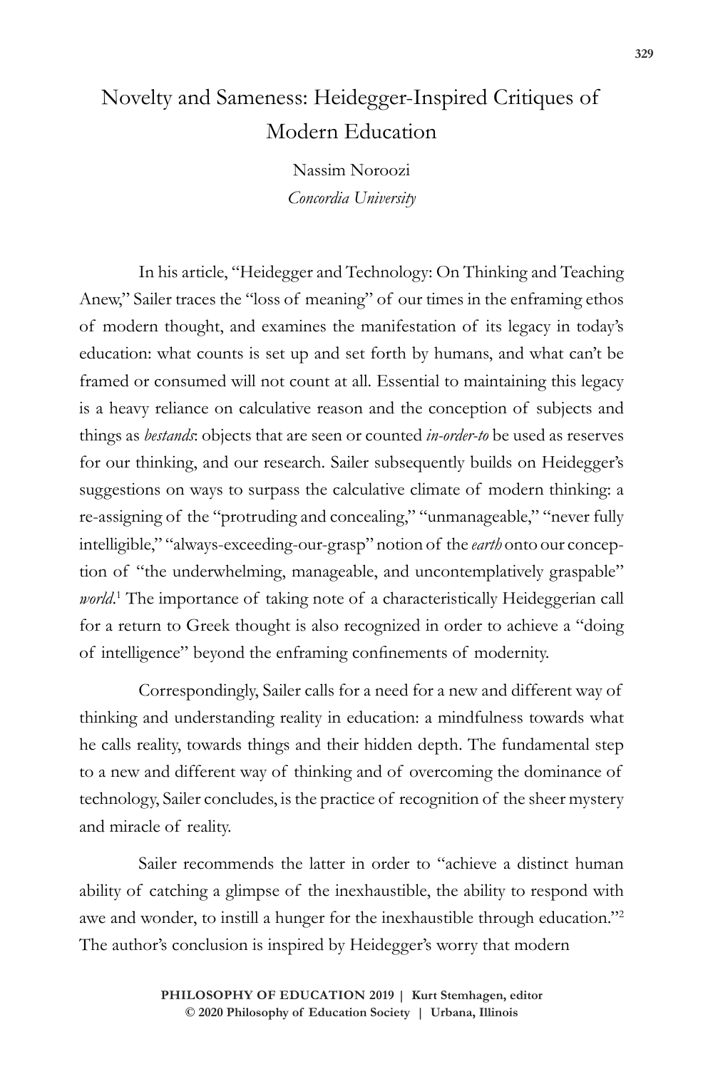# Novelty and Sameness: Heidegger-Inspired Critiques of Modern Education

Nassim Noroozi
*Concordia University*

In his article, "Heidegger and Technology: On Thinking and Teaching Anew," Sailer traces the "loss of meaning" of our times in the enframing ethos of modern thought, and examines the manifestation of its legacy in today's education: what counts is set up and set forth by humans, and what can't be framed or consumed will not count at all. Essential to maintaining this legacy is a heavy reliance on calculative reason and the conception of subjects and things as *bestands*: objects that are seen or counted *in-order-to* be used as reserves for our thinking, and our research. Sailer subsequently builds on Heidegger's suggestions on ways to surpass the calculative climate of modern thinking: a re-assigning of the "protruding and concealing," "unmanageable," "never fully intelligible," "always-exceeding-our-grasp" notion of the *earth* onto our conception of "the underwhelming, manageable, and uncontemplatively graspable" *world*.[1] The importance of taking note of a characteristically Heideggerian call for a return to Greek thought is also recognized in order to achieve a "doing of intelligence" beyond the enframing confinements of modernity.

Correspondingly, Sailer calls for a need for a new and different way of thinking and understanding reality in education: a mindfulness towards what he calls reality, towards things and their hidden depth. The fundamental step to a new and different way of thinking and of overcoming the dominance of technology, Sailer concludes, is the practice of recognition of the sheer mystery and miracle of reality.

Sailer recommends the latter in order to "achieve a distinct human ability of catching a glimpse of the inexhaustible, the ability to respond with awe and wonder, to instill a hunger for the inexhaustible through education."[2] The author's conclusion is inspired by Heidegger's worry that modern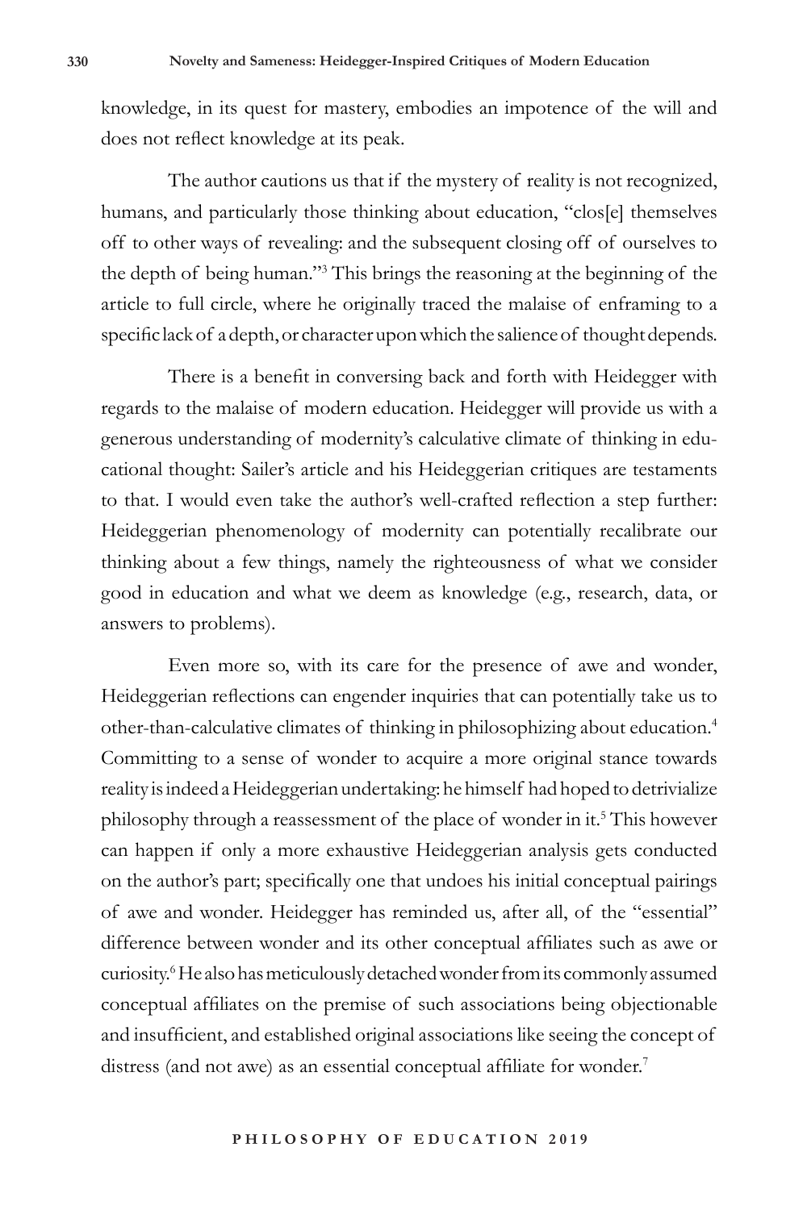knowledge, in its quest for mastery, embodies an impotence of the will and does not reflect knowledge at its peak.

The author cautions us that if the mystery of reality is not recognized, humans, and particularly those thinking about education, "clos[e] themselves off to other ways of revealing: and the subsequent closing off of ourselves to the depth of being human."[3] This brings the reasoning at the beginning of the article to full circle, where he originally traced the malaise of enframing to a specific lack of a depth, or character upon which the salience of thought depends.

There is a benefit in conversing back and forth with Heidegger with regards to the malaise of modern education. Heidegger will provide us with a generous understanding of modernity's calculative climate of thinking in educational thought: Sailer's article and his Heideggerian critiques are testaments to that. I would even take the author's well-crafted reflection a step further: Heideggerian phenomenology of modernity can potentially recalibrate our thinking about a few things, namely the righteousness of what we consider good in education and what we deem as knowledge (e.g., research, data, or answers to problems).

Even more so, with its care for the presence of awe and wonder, Heideggerian reflections can engender inquiries that can potentially take us to other-than-calculative climates of thinking in philosophizing about education.[4] Committing to a sense of wonder to acquire a more original stance towards reality is indeed a Heideggerian undertaking: he himself had hoped to detrivialize philosophy through a reassessment of the place of wonder in it.[5] This however can happen if only a more exhaustive Heideggerian analysis gets conducted on the author's part; specifically one that undoes his initial conceptual pairings of awe and wonder. Heidegger has reminded us, after all, of the "essential" difference between wonder and its other conceptual affiliates such as awe or curiosity.[6] He also has meticulously detached wonder from its commonly assumed conceptual affiliates on the premise of such associations being objectionable and insufficient, and established original associations like seeing the concept of distress (and not awe) as an essential conceptual affiliate for wonder.[7]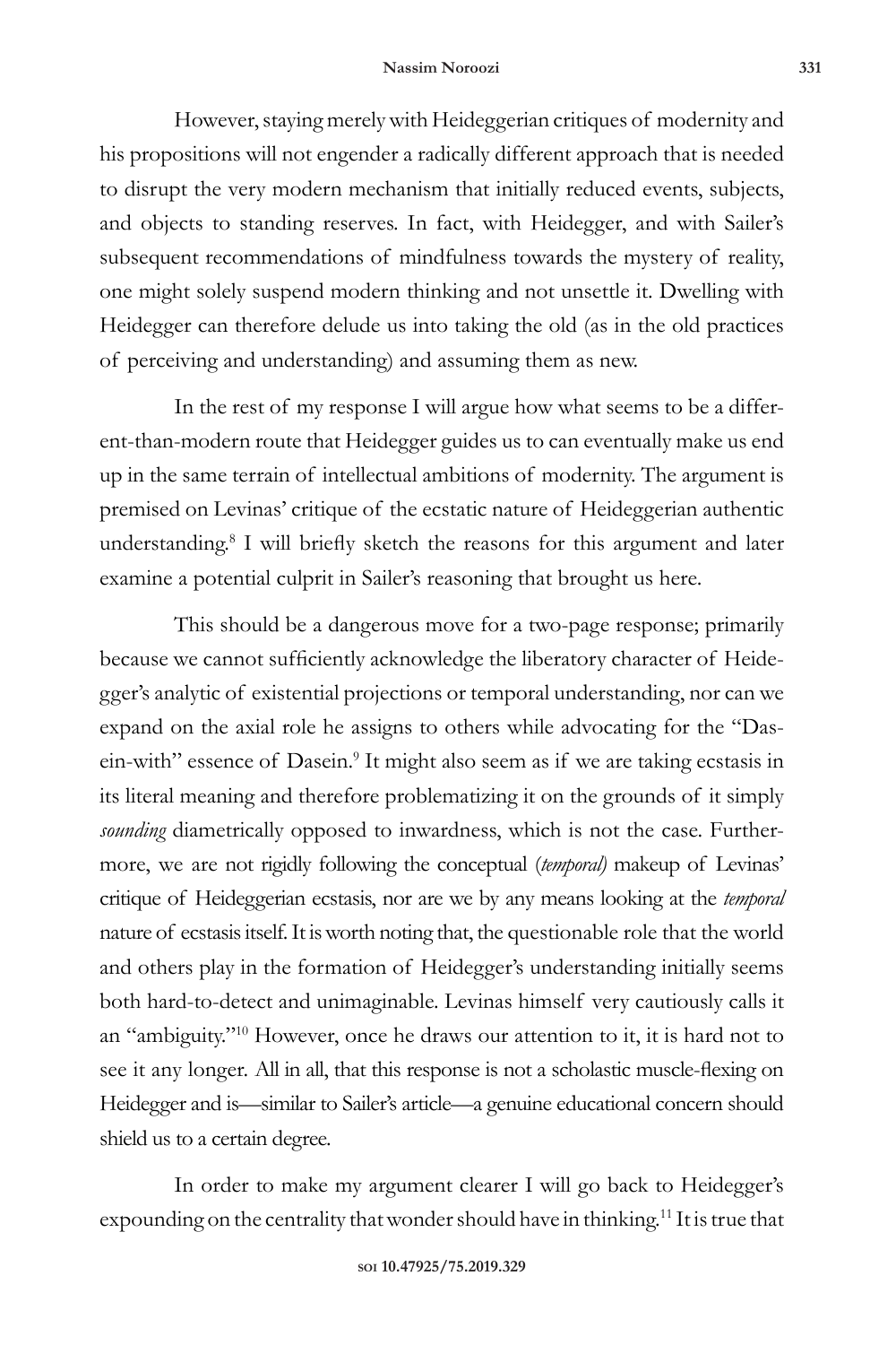However, staying merely with Heideggerian critiques of modernity and his propositions will not engender a radically different approach that is needed to disrupt the very modern mechanism that initially reduced events, subjects, and objects to standing reserves. In fact, with Heidegger, and with Sailer's subsequent recommendations of mindfulness towards the mystery of reality, one might solely suspend modern thinking and not unsettle it. Dwelling with Heidegger can therefore delude us into taking the old (as in the old practices of perceiving and understanding) and assuming them as new.

In the rest of my response I will argue how what seems to be a different-than-modern route that Heidegger guides us to can eventually make us end up in the same terrain of intellectual ambitions of modernity. The argument is premised on Levinas' critique of the ecstatic nature of Heideggerian authentic understanding.[8] I will briefly sketch the reasons for this argument and later examine a potential culprit in Sailer's reasoning that brought us here.

This should be a dangerous move for a two-page response; primarily because we cannot sufficiently acknowledge the liberatory character of Heidegger's analytic of existential projections or temporal understanding, nor can we expand on the axial role he assigns to others while advocating for the "Dasein-with" essence of Dasein.[9] It might also seem as if we are taking ecstasis in its literal meaning and therefore problematizing it on the grounds of it simply *sounding* diametrically opposed to inwardness, which is not the case. Furthermore, we are not rigidly following the conceptual (*temporal)* makeup of Levinas' critique of Heideggerian ecstasis, nor are we by any means looking at the *temporal* nature of ecstasis itself. It is worth noting that, the questionable role that the world and others play in the formation of Heidegger's understanding initially seems both hard-to-detect and unimaginable. Levinas himself very cautiously calls it an "ambiguity."[10] However, once he draws our attention to it, it is hard not to see it any longer. All in all, that this response is not a scholastic muscle-flexing on Heidegger and is—similar to Sailer's article—a genuine educational concern should shield us to a certain degree.

In order to make my argument clearer I will go back to Heidegger's expounding on the centrality that wonder should have in thinking.[11] It is true that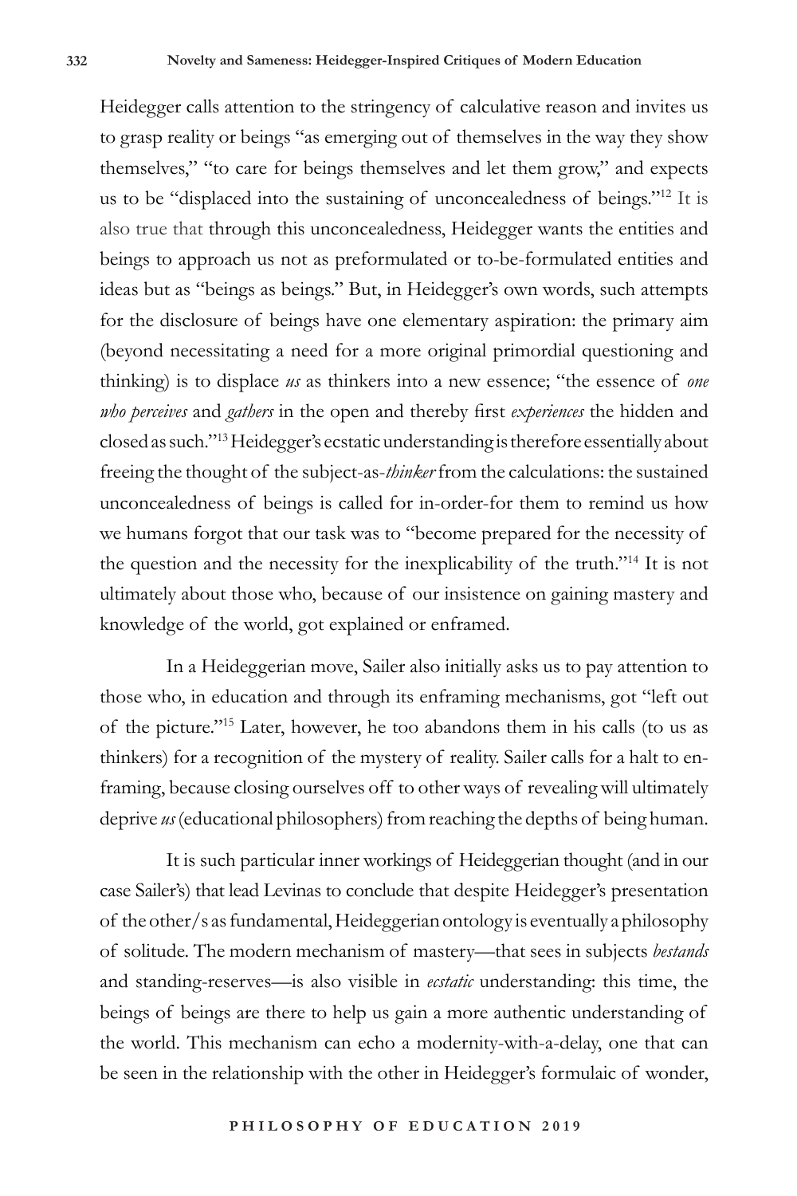Heidegger calls attention to the stringency of calculative reason and invites us to grasp reality or beings "as emerging out of themselves in the way they show themselves," "to care for beings themselves and let them grow," and expects us to be "displaced into the sustaining of unconcealedness of beings."[12] It is also true that through this unconcealedness, Heidegger wants the entities and beings to approach us not as preformulated or to-be-formulated entities and ideas but as "beings as beings." But, in Heidegger's own words, such attempts for the disclosure of beings have one elementary aspiration: the primary aim (beyond necessitating a need for a more original primordial questioning and thinking) is to displace *us* as thinkers into a new essence; "the essence of *one who perceives* and *gathers* in the open and thereby first *experiences* the hidden and closed as such."[13] Heidegger's ecstatic understanding is therefore essentially about freeing the thought of the subject-as-*thinker* from the calculations: the sustained unconcealedness of beings is called for in-order-for them to remind us how we humans forgot that our task was to "become prepared for the necessity of the question and the necessity for the inexplicability of the truth."[14] It is not ultimately about those who, because of our insistence on gaining mastery and knowledge of the world, got explained or enframed.

In a Heideggerian move, Sailer also initially asks us to pay attention to those who, in education and through its enframing mechanisms, got "left out of the picture."[15] Later, however, he too abandons them in his calls (to us as thinkers) for a recognition of the mystery of reality. Sailer calls for a halt to enframing, because closing ourselves off to other ways of revealing will ultimately deprive *us* (educational philosophers) from reaching the depths of being human.

It is such particular inner workings of Heideggerian thought (and in our case Sailer's) that lead Levinas to conclude that despite Heidegger's presentation of the other/s as fundamental, Heideggerian ontology is eventually a philosophy of solitude. The modern mechanism of mastery—that sees in subjects *bestands* and standing-reserves—is also visible in *ecstatic* understanding: this time, the beings of beings are there to help us gain a more authentic understanding of the world. This mechanism can echo a modernity-with-a-delay, one that can be seen in the relationship with the other in Heidegger's formulaic of wonder,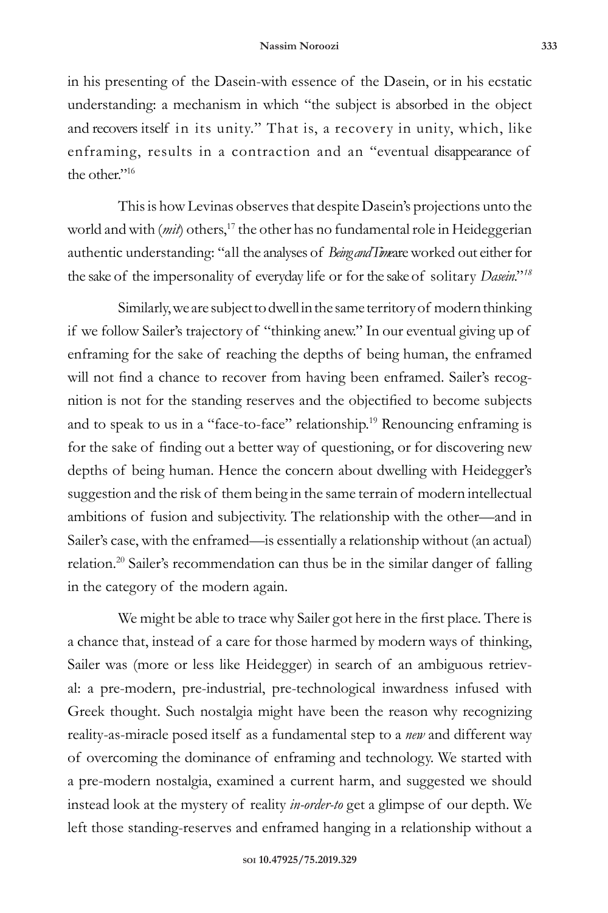in his presenting of the Dasein-with essence of the Dasein, or in his ecstatic understanding: a mechanism in which "the subject is absorbed in the object and recovers itself in its unity." That is, a recovery in unity, which, like enframing, results in a contraction and an "eventual disappearance of the other."[16]

This is how Levinas observes that despite Dasein's projections unto the world and with (*mit*) others,[17] the other has no fundamental role in Heideggerian authentic understanding: "all the analyses of *Being and Time* are worked out either for the sake of the impersonality of everyday life or for the sake of solitary *Dasein*."[18]

Similarly, we are subject to dwell in the same territory of modern thinking if we follow Sailer's trajectory of "thinking anew." In our eventual giving up of enframing for the sake of reaching the depths of being human, the enframed will not find a chance to recover from having been enframed. Sailer's recognition is not for the standing reserves and the objectified to become subjects and to speak to us in a "face-to-face" relationship.[19] Renouncing enframing is for the sake of finding out a better way of questioning, or for discovering new depths of being human. Hence the concern about dwelling with Heidegger's suggestion and the risk of them being in the same terrain of modern intellectual ambitions of fusion and subjectivity. The relationship with the other—and in Sailer's case, with the enframed—is essentially a relationship without (an actual) relation.[20] Sailer's recommendation can thus be in the similar danger of falling in the category of the modern again.

We might be able to trace why Sailer got here in the first place. There is a chance that, instead of a care for those harmed by modern ways of thinking, Sailer was (more or less like Heidegger) in search of an ambiguous retrieval: a pre-modern, pre-industrial, pre-technological inwardness infused with Greek thought. Such nostalgia might have been the reason why recognizing reality-as-miracle posed itself as a fundamental step to a *new* and different way of overcoming the dominance of enframing and technology. We started with a pre-modern nostalgia, examined a current harm, and suggested we should instead look at the mystery of reality *in-order-to* get a glimpse of our depth. We left those standing-reserves and enframed hanging in a relationship without a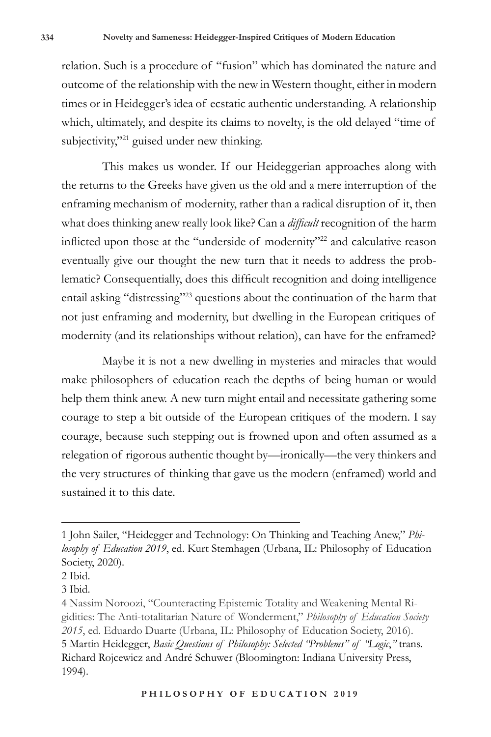relation. Such is a procedure of "fusion" which has dominated the nature and outcome of the relationship with the new in Western thought, either in modern times or in Heidegger's idea of ecstatic authentic understanding. A relationship which, ultimately, and despite its claims to novelty, is the old delayed "time of subjectivity,"[21] guised under new thinking.

This makes us wonder. If our Heideggerian approaches along with the returns to the Greeks have given us the old and a mere interruption of the enframing mechanism of modernity, rather than a radical disruption of it, then what does thinking anew really look like? Can a *difficult* recognition of the harm inflicted upon those at the "underside of modernity"[22] and calculative reason eventually give our thought the new turn that it needs to address the problematic? Consequentially, does this difficult recognition and doing intelligence entail asking "distressing"[23] questions about the continuation of the harm that not just enframing and modernity, but dwelling in the European critiques of modernity (and its relationships without relation), can have for the enframed?

Maybe it is not a new dwelling in mysteries and miracles that would make philosophers of education reach the depths of being human or would help them think anew. A new turn might entail and necessitate gathering some courage to step a bit outside of the European critiques of the modern. I say courage, because such stepping out is frowned upon and often assumed as a relegation of rigorous authentic thought by—ironically—the very thinkers and the very structures of thinking that gave us the modern (enframed) world and sustained it to this date.

---

1 John Sailer, "Heidegger and Technology: On Thinking and Teaching Anew," *Philosophy of Education 2019*, ed. Kurt Stemhagen (Urbana, IL: Philosophy of Education Society, 2020).

2 Ibid.

3 Ibid.

4 Nassim Noroozi, "Counteracting Epistemic Totality and Weakening Mental Rigidities: The Anti-totalitarian Nature of Wonderment," *Philosophy of Education Society 2015*, ed. Eduardo Duarte (Urbana, IL: Philosophy of Education Society, 2016).

5 Martin Heidegger, *Basic Questions of Philosophy: Selected "Problems" of "Logic,"* trans. Richard Rojcewicz and André Schuwer (Bloomington: Indiana University Press, 1994).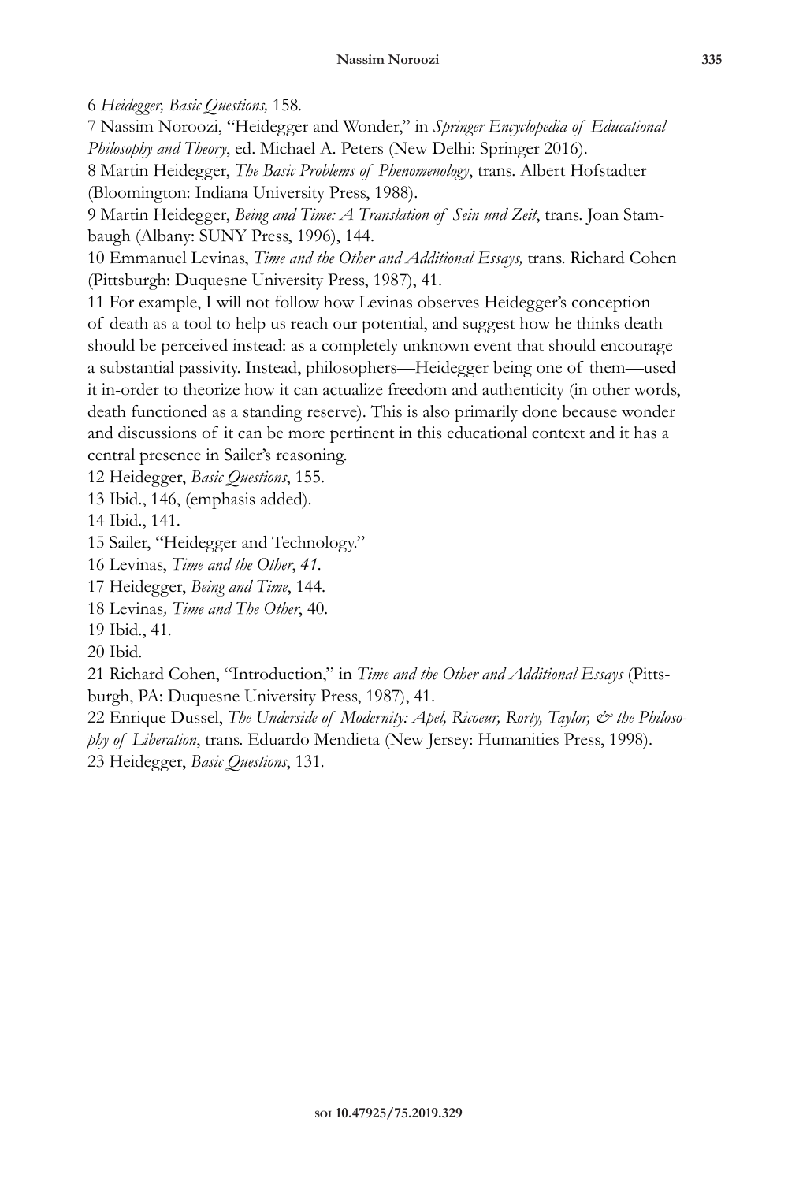6 *Heidegger, Basic Questions,* 158.

7 Nassim Noroozi, "Heidegger and Wonder," in *Springer Encyclopedia of Educational Philosophy and Theory*, ed. Michael A. Peters (New Delhi: Springer 2016).

8 Martin Heidegger, *The Basic Problems of Phenomenology*, trans. Albert Hofstadter (Bloomington: Indiana University Press, 1988).

9 Martin Heidegger, *Being and Time: A Translation of Sein und Zeit*, trans. Joan Stambaugh (Albany: SUNY Press, 1996), 144.

10 Emmanuel Levinas, *Time and the Other and Additional Essays,* trans. Richard Cohen (Pittsburgh: Duquesne University Press, 1987), 41.

11 For example, I will not follow how Levinas observes Heidegger's conception of death as a tool to help us reach our potential, and suggest how he thinks death should be perceived instead: as a completely unknown event that should encourage a substantial passivity. Instead, philosophers—Heidegger being one of them—used it in-order to theorize how it can actualize freedom and authenticity (in other words, death functioned as a standing reserve). This is also primarily done because wonder and discussions of it can be more pertinent in this educational context and it has a central presence in Sailer's reasoning.

12 Heidegger, *Basic Questions*, 155.

13 Ibid., 146, (emphasis added).

14 Ibid., 141.

15 Sailer, "Heidegger and Technology."

16 Levinas, *Time and the Other*, *41*.

17 Heidegger, *Being and Time*, 144.

18 Levinas*, Time and The Other*, 40.

19 Ibid., 41.

20 Ibid.

21 Richard Cohen, "Introduction," in *Time and the Other and Additional Essays* (Pittsburgh, PA: Duquesne University Press, 1987), 41.

22 Enrique Dussel, *The Underside of Modernity: Apel, Ricoeur, Rorty, Taylor, & the Philosophy of Liberation*, trans. Eduardo Mendieta (New Jersey: Humanities Press, 1998).

23 Heidegger, *Basic Questions*, 131.